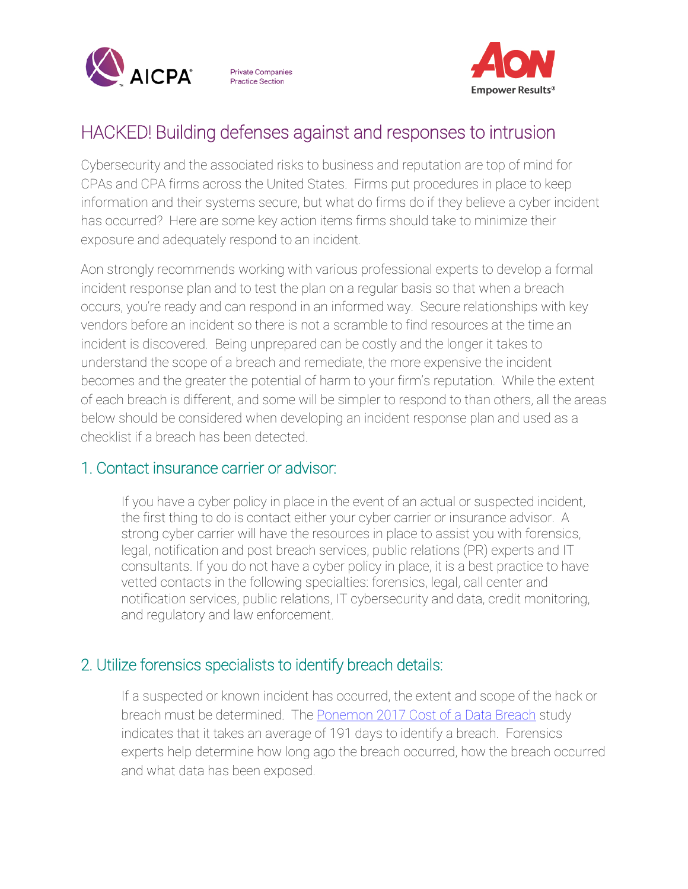# HACKED! Building defenses against and responses to intrusion

Cybersecurity and the associated risks to business and reputation are top of mind for CPAs and CPA firms across the United States. Firms put procedures in place to keep information and their systems secure, but what do firms do if they believe a cyber incident has occurred? Here are some key action items firms should take to minimize their exposure and adequately respond to an incident.

Aon strongly recommends working with various professional experts to develop a formal incident response plan and to test the plan on a regular basis so that when a breach occurs, you're ready and can respond in an informed way. Secure relationships with key vendors before an incident so there is not a scramble to find resources at the time an incident is discovered. Being unprepared can be costly and the longer it takes to understand the scope of a breach and remediate, the more expensive the incident becomes and the greater the potential of harm to your firm's reputation. While the extent of each breach is different, and some will be simpler to respond to than others, all the areas below should be considered when developing an incident response plan and used as a checklist if a breach has been detected.

## 1. Contact insurance carrier or advisor:

If you have a cyber policy in place in the event of an actual or suspected incident, the first thing to do is contact either your cyber carrier or insurance advisor. A strong cyber carrier will have the resources in place to assist you with forensics, legal, notification and post breach services, public relations (PR) experts and IT consultants. If you do not have a cyber policy in place, it is a best practice to have vetted contacts in the following specialties: forensics, legal, call center and notification services, public relations, IT cybersecurity and data, credit monitoring, and regulatory and law enforcement.

## 2. Utilize forensics specialists to identify breach details:

If a suspected or known incident has occurred, the extent and scope of the hack or breach must be determined. The [Ponemon 2017 Cost of a Data Breach]() study indicates that it takes an average of 191 days to identify a breach. Forensics experts help determine how long ago the breach occurred, how the breach occurred and what data has been exposed.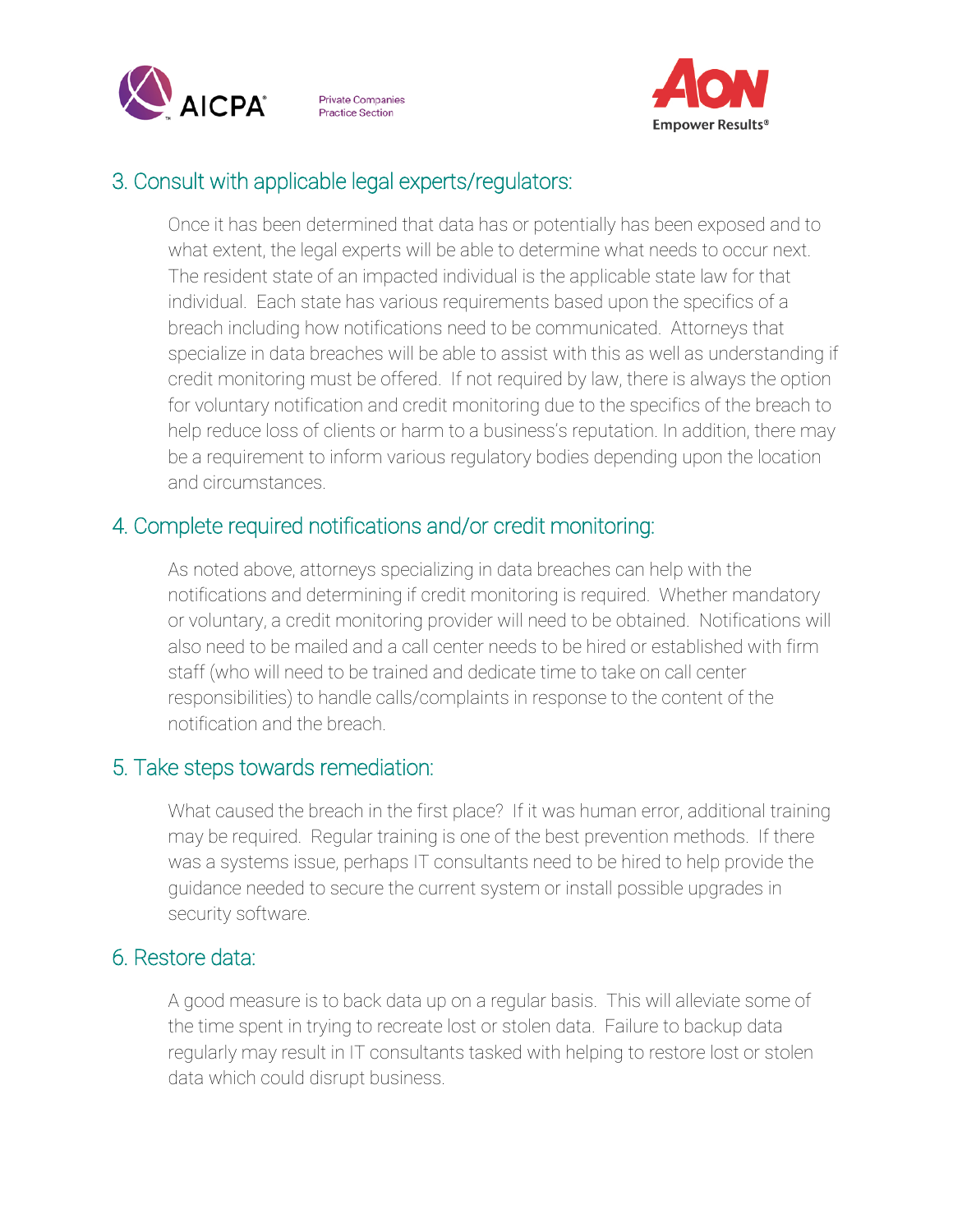## 3. Consult with applicable legal experts/regulators:

Once it has been determined that data has or potentially has been exposed and to what extent, the legal experts will be able to determine what needs to occur next. The resident state of an impacted individual is the applicable state law for that individual. Each state has various requirements based upon the specifics of a breach including how notifications need to be communicated. Attorneys that specialize in data breaches will be able to assist with this as well as understanding if credit monitoring must be offered. If not required by law, there is always the option for voluntary notification and credit monitoring due to the specifics of the breach to help reduce loss of clients or harm to a business's reputation. In addition, there may be a requirement to inform various regulatory bodies depending upon the location and circumstances.

## 4. Complete required notifications and/or credit monitoring:

As noted above, attorneys specializing in data breaches can help with the notifications and determining if credit monitoring is required. Whether mandatory or voluntary, a credit monitoring provider will need to be obtained. Notifications will also need to be mailed and a call center needs to be hired or established with firm staff (who will need to be trained and dedicate time to take on call center responsibilities) to handle calls/complaints in response to the content of the notification and the breach.

## 5. Take steps towards remediation:

What caused the breach in the first place? If it was human error, additional training may be required. Regular training is one of the best prevention methods. If there was a systems issue, perhaps IT consultants need to be hired to help provide the guidance needed to secure the current system or install possible upgrades in security software.

## 6. Restore data:

A good measure is to back data up on a regular basis. This will alleviate some of the time spent in trying to recreate lost or stolen data. Failure to backup data regularly may result in IT consultants tasked with helping to restore lost or stolen data which could disrupt business.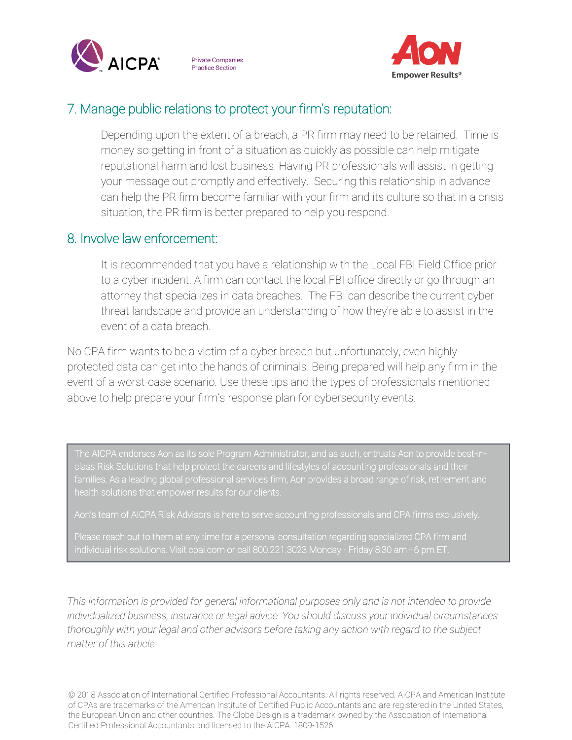## 7. Manage public relations to protect your firm's reputation:

Depending upon the extent of a breach, a PR firm may need to be retained. Time is money so getting in front of a situation as quickly as possible can help mitigate reputational harm and lost business. Having PR professionals will assist in getting your message out promptly and effectively. Securing this relationship in advance can help the PR firm become familiar with your firm and its culture so that in a crisis situation, the PR firm is better prepared to help you respond.

## 8. Involve law enforcement:

It is recommended that you have a relationship with the Local FBI Field Office prior to a cyber incident. A firm can contact the local FBI office directly or go through an attorney that specializes in data breaches. The FBI can describe the current cyber threat landscape and provide an understanding of how they're able to assist in the event of a data breach.

No CPA firm wants to be a victim of a cyber breach but unfortunately, even highly protected data can get into the hands of criminals. Being prepared will help any firm in the event of a worst-case scenario. Use these tips and the types of professionals mentioned above to help prepare your firm's response plan for cybersecurity events.

The AICPA endorses Aon as its sole Program Administrator, and as such, entrusts Aon to provide best-in-class Risk Solutions that help protect the careers and lifestyles of accounting professionals and their families. As a leading global professional services firm, Aon provides a broad range of risk, retirement and health solutions that empower results for our clients.

Aon's team of AICPA Risk Advisors is here to serve accounting professionals and CPA firms exclusively.

Please reach out to them at any time for a personal consultation regarding specialized CPA firm and individual risk solutions. Visit cpai.com or call 800.221.3023 Monday - Friday 8:30 am - 6 pm ET.

*This information is provided for general informational purposes only and is not intended to provide individualized business, insurance or legal advice. You should discuss your individual circumstances thoroughly with your legal and other advisors before taking any action with regard to the subject matter of this article.*

© 2018 Association of International Certified Professional Accountants. All rights reserved. AICPA and American Institute of CPAs are trademarks of the American Institute of Certified Public Accountants and are registered in the United States, the European Union and other countries. The Globe Design is a trademark owned by the Association of International Certified Professional Accountants and licensed to the AICPA. 1809-1526